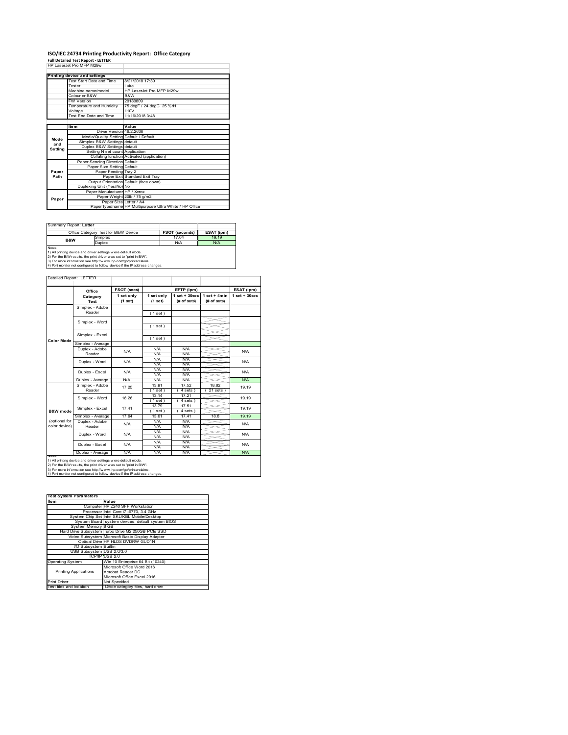# ISO/IEC 24734 Printing Productivity Report: Office Category

**Full Detailed Test Report - LETTER**

HP LaserJet Pro MFP M29w

| Printing device and settings | |
|---|---|
| Test Start Date and Time | 8/21/2018 17:39 |
| Tester | Luke |
| Machine name/model | HP LaserJet Pro MFP M29w |
| Colour or B&W | B&W |
| FW Version | 20180809 |
| Temperature and Humidity | 75 degF / 24 degC 25 %rH |
| Voltage | 110V |
| Test End Date and Time | 11/16/2018 3:48 |

| | Item | Value |
|---|---|---|
| Mode and Setting | Driver Version | 46.2.2636 |
| | Media/Quality Setting | Default / Default |
| | Simplex B&W Settings | default |
| | Duplex B&W Settings | default |
| | Setting N set count | Application |
| | Collating function | Activated (application) |
| Paper Path | Paper Sending Direction | Default |
| | Paper Size Setting | Default |
| | Paper Feeding | Tray 2 |
| | Paper Exit | Standard Exit Tray |
| | Output Orientation | Default (face down) |
| | Duplexing Unit (Yes/No) | No |
| Paper | Paper Manufacturer | HP / Xerox |
| | Paper Weight | 20lb / 75 g/m2 |
| | Paper Size | Letter / A4 |
| | Paper type/name | HP Multipurpose Ultra White / HP Office |

Summary Report: **Letter**

| Office Category Test for B&W Device | | FSOT (seconds) | ESAT (ipm) |
|---|---|---|---|
| B&W | Simplex | 17.64 | 19.19 |
| | Duplex | N/A | N/A |

Notes
1) All printing device and driver settings were default mode.
2) For the B/W results, the print driver was set to "print in B/W".
3) For more information see http://www.hp.com/go/printerclaims.
4) Port monitor not configured to follow device if the IP address changes.

Detailed Report: LETTER

| | Office Category Test | FSOT (secs) 1 set only (1 set) | EFTP (ipm) 1 set only (1 set) | EFTP (ipm) 1 set + 30sec (# of sets) | EFTP (ipm) 1 set + 4min (# of sets) | ESAT (ipm) 1 set + 30sec |
|---|---|---|---|---|---|---|
| Color Mode | Simplex - Adobe Reader | | (1 set) | | | |
| | Simplex - Word | | (1 set) | | | |
| | Simplex - Excel | | (1 set) | | | |
| | Simplex - Average | | | | | |
| | Duplex - Adobe Reader | N/A | N/A N/A | N/A N/A | | N/A |
| | Duplex - Word | N/A | N/A N/A | N/A N/A | | N/A |
| | Duplex - Excel | N/A | N/A N/A | N/A N/A | | N/A |
| | Duplex - Average | N/A | N/A | N/A | | N/A |
| B&W mode (optional for color device) | Simplex - Adobe Reader | 17.25 | 13.91 (1 set) | 17.52 (4 sets) | 18.82 (21 sets) | 19.19 |
| | Simplex - Word | 18.26 | 13.14 (1 set) | 17.21 (4 sets) | | 19.19 |
| | Simplex - Excel | 17.41 | 13.79 (1 set) | 17.51 (4 sets) | | 19.19 |
| | Simplex - Average | 17.64 | 13.61 | 17.41 | 18.8 | 19.19 |
| | Duplex - Adobe Reader | N/A | N/A N/A | N/A N/A | | N/A |
| | Duplex - Word | N/A | N/A N/A | N/A N/A | | N/A |
| | Duplex - Excel | N/A | N/A N/A | N/A N/A | | N/A |
| | Duplex - Average | N/A | N/A | N/A | | N/A |

Notes
1) All printing device and driver settings were default mode.
2) For the B/W results, the print driver was set to "print in B/W".
3) For more information see http://www.hp.com/go/printerclaims.
4) Port monitor not configured to follow device if the IP address changes.

| Test System Parameters | |
|---|---|
| Item | Value |
| Computer | HP Z240 SFF Workstation |
| Processor | Intel Core i7 -6770, 3.4 GHz |
| System Chip Set | Intel SKL/KBL Mobile/Desktop |
| System Board | system devices, default system BIOS |
| System Memory | 8 GB |
| Hard Drive Subsystem | Turbo Drive G2 256GB PCIe SSD |
| Video Subsystem | Microsoft Basic Display Adaptor |
| Optical Drive | HP HLDS DVDRW GUD1N |
| I/O Subsystem | Builtin |
| USB Subsystem | USB 2.0/3.0 |
| TCP/IP | USB 2.0 |
| Operating System | Win 10 Enterprise 64 Bit (10240) |
| Printing Applications | Microsoft Office Word 2016<br>Acrobat Reader DC<br>Microsoft Office Excel 2016 |
| Print Driver | Not Specified |
| Test files and location | Office category files, hard drive |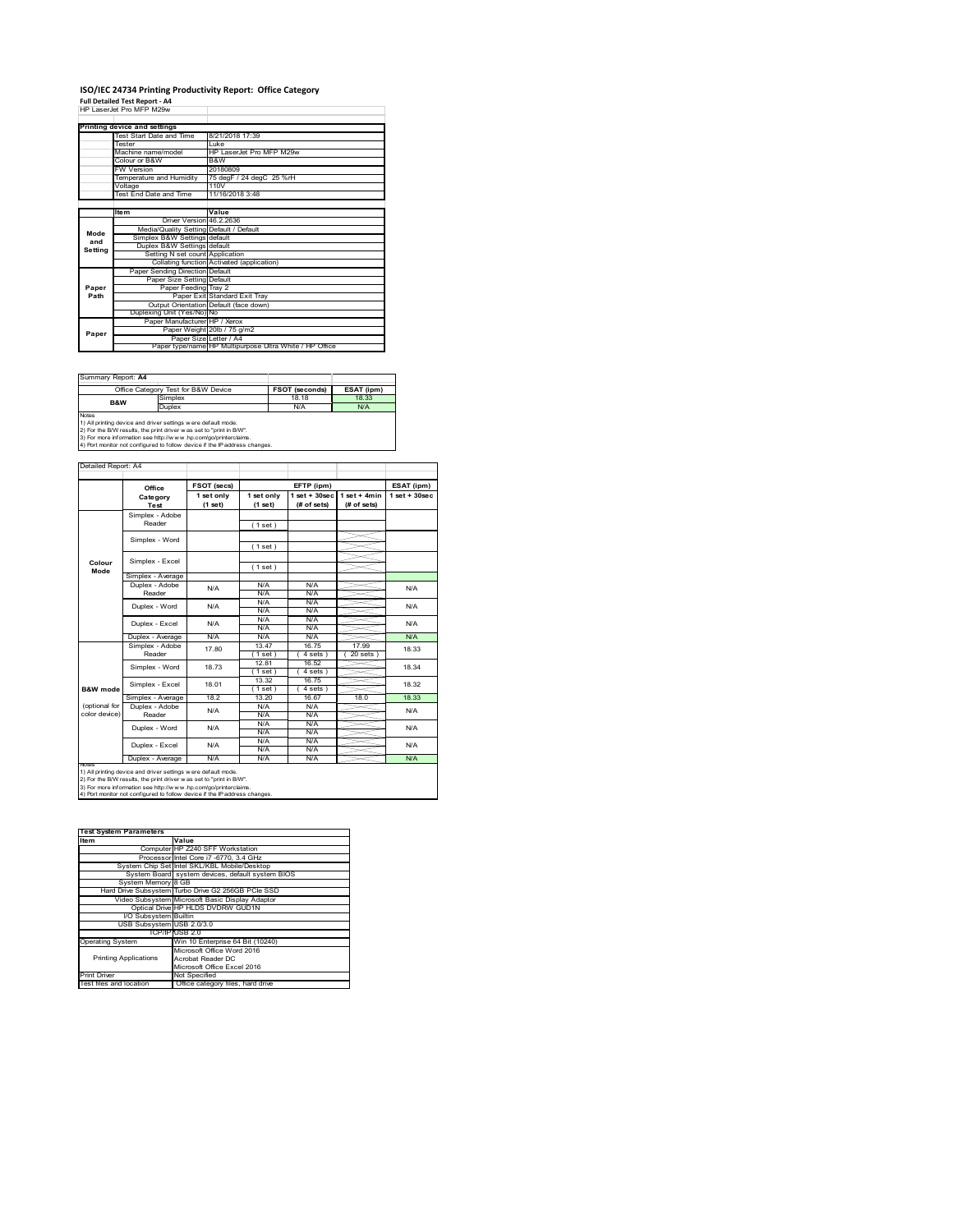# ISO/IEC 24734 Printing Productivity Report: Office Category

**Full Detailed Test Report - A4**

HP LaserJet Pro MFP M29w

| Printing device and settings | |
|---|---|
| Test Start Date and Time | 8/21/2018 17:39 |
| Tester | Luke |
| Machine name/model | HP LaserJet Pro MFP M29w |
| Colour or B&W | B&W |
| FW Version | 20180809 |
| Temperature and Humidity | 75 degF / 24 degC 25 %rH |
| Voltage | 110V |
| Test End Date and Time | 11/16/2018 3:48 |

| | Item | Value |
|---|---|---|
| Mode and Setting | Driver Version | 46.2.2636 |
| | Media/Quality Setting | Default / Default |
| | Simplex B&W Settings | default |
| | Duplex B&W Settings | default |
| | Setting N set count | Application |
| | Collating function | Activated (application) |
| Paper Path | Paper Sending Direction | Default |
| | Paper Size Setting | Default |
| | Paper Feeding | Tray 2 |
| | Paper Exit | Standard Exit Tray |
| | Output Orientation | Default (face down) |
| | Duplexing Unit (Yes/No) | No |
| Paper | Paper Manufacturer | HP / Xerox |
| | Paper Weight | 20lb / 75 g/m2 |
| | Paper Size | Letter / A4 |
| | Paper type/name | HP Multipurpose Ultra White / HP Office |

Summary Report: **A4**

| Office Category Test for B&W Device | | FSOT (seconds) | ESAT (ipm) |
|---|---|---|---|
| B&W | Simplex | 18.18 | 18.33 |
| | Duplex | N/A | N/A |

Notes
1) All printing device and driver settings were default mode.
2) For the B/W results, the print driver was set to "print in B/W".
3) For more information see http://www.hp.com/go/printerclaims.
4) Port monitor not configured to follow device if the IP address changes.

Detailed Report: A4

| | Office Category Test | FSOT (secs) 1 set only (1 set) | EFTP (ipm) 1 set only (1 set) | EFTP (ipm) 1 set + 30sec (# of sets) | EFTP (ipm) 1 set + 4min (# of sets) | ESAT (ipm) 1 set + 30sec |
|---|---|---|---|---|---|---|
| Colour Mode | Simplex - Adobe Reader | | (1 set) | | | |
| | Simplex - Word | | (1 set) | | | |
| | Simplex - Excel | | (1 set) | | | |
| | Simplex - Average | | | | | |
| | Duplex - Adobe Reader | N/A | N/A<br>N/A | N/A<br>N/A | | N/A |
| | Duplex - Word | N/A | N/A<br>N/A | N/A<br>N/A | | N/A |
| | Duplex - Excel | N/A | N/A<br>N/A | N/A<br>N/A | | N/A |
| | Duplex - Average | N/A | N/A | N/A | | N/A |
| B&W mode (optional for color device) | Simplex - Adobe Reader | 17.80 | 13.47<br>(1 set) | 16.75<br>(4 sets) | 17.99<br>(20 sets) | 18.33 |
| | Simplex - Word | 18.73 | 12.81<br>(1 set) | 16.52<br>(4 sets) | | 18.34 |
| | Simplex - Excel | 18.01 | 13.32<br>(1 set) | 16.75<br>(4 sets) | | 18.32 |
| | Simplex - Average | 18.2 | 13.20 | 16.67 | 18.0 | 18.33 |
| | Duplex - Adobe Reader | N/A | N/A<br>N/A | N/A<br>N/A | | N/A |
| | Duplex - Word | N/A | N/A<br>N/A | N/A<br>N/A | | N/A |
| | Duplex - Excel | N/A | N/A<br>N/A | N/A<br>N/A | | N/A |
| | Duplex - Average | N/A | N/A | N/A | | N/A |

Notes
1) All printing device and driver settings were default mode.
2) For the B/W results, the print driver was set to "print in B/W".
3) For more information see http://www.hp.com/go/printerclaims.
4) Port monitor not configured to follow device if the IP address changes.

| Test System Parameters | |
|---|---|
| Item | Value |
| Computer | HP Z240 SFF Workstation |
| Processor | Intel Core i7 -6770, 3.4 GHz |
| System Chip Set | Intel SKL/KBL Mobile/Desktop |
| System Board | system devices, default system BIOS |
| System Memory | 8 GB |
| Hard Drive Subsystem | Turbo Drive G2 256GB PCIe SSD |
| Video Subsystem | Microsoft Basic Display Adaptor |
| Optical Drive | HP HLDS DVDRW GUD1N |
| I/O Subsystem | Builtin |
| USB Subsystem | USB 2.0/3.0 |
| TCP/IP | USB 2.0 |
| Operating System | Win 10 Enterprise 64 Bit (10240) |
| Printing Applications | Microsoft Office Word 2016<br>Acrobat Reader DC<br>Microsoft Office Excel 2016 |
| Print Driver | Not Specified |
| Test files and location | Office category files, hard drive |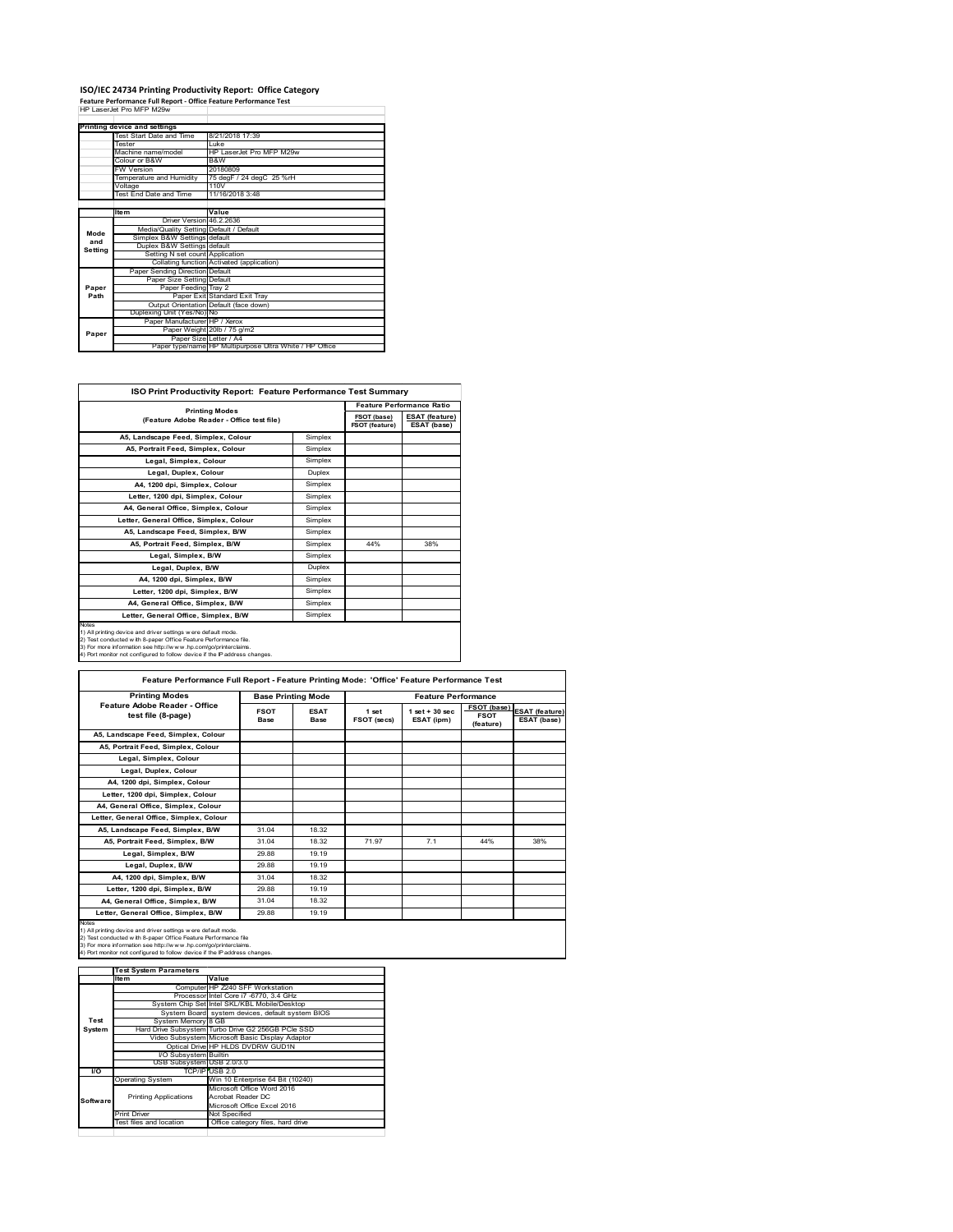# ISO/IEC 24734 Printing Productivity Report: Office Category

**Feature Performance Full Report - Office Feature Performance Test**

HP LaserJet Pro MFP M29w

| Printing device and settings | | |
|---|---|---|
| | Test Start Date and Time | 8/21/2018 17:39 |
| | Tester | Luke |
| | Machine name/model | HP LaserJet Pro MFP M29w |
| | Colour or B&W | B&W |
| | FW Version | 20180809 |
| | Temperature and Humidity | 75 degF / 24 degC 25 %rH |
| | Voltage | 110V |
| | Test End Date and Time | 11/16/2018 3:48 |

| | Item | Value |
|---|---|---|
| Mode and Setting | Driver Version | 46.2.2636 |
| | Media/Quality Setting | Default / Default |
| | Simplex B&W Settings | default |
| | Duplex B&W Settings | default |
| | Setting N set count | Application |
| | Collating function | Activated (application) |
| Paper Path | Paper Sending Direction | Default |
| | Paper Size Setting | Default |
| | Paper Feeding | Tray 2 |
| | Paper Exit | Standard Exit Tray |
| | Output Orientation | Default (face down) |
| | Duplexing Unit (Yes/No) | No |
| Paper | Paper Manufacturer | HP / Xerox |
| | Paper Weight | 20lb / 75 g/m2 |
| | Paper Size | Letter / A4 |
| | Paper type/name | HP Multipurpose Ultra White / HP Office |

## ISO Print Productivity Report: Feature Performance Test Summary

| Printing Modes (Feature Adobe Reader - Office test file) | | Feature Performance Ratio FSOT (base) / FSOT (feature) | Feature Performance Ratio ESAT (feature) / ESAT (base) |
|---|---|---|---|
| A5, Landscape Feed, Simplex, Colour | Simplex | | |
| A5, Portrait Feed, Simplex, Colour | Simplex | | |
| Legal, Simplex, Colour | Simplex | | |
| Legal, Duplex, Colour | Duplex | | |
| A4, 1200 dpi, Simplex, Colour | Simplex | | |
| Letter, 1200 dpi, Simplex, Colour | Simplex | | |
| A4, General Office, Simplex, Colour | Simplex | | |
| Letter, General Office, Simplex, Colour | Simplex | | |
| A5, Landscape Feed, Simplex, B/W | Simplex | | |
| A5, Portrait Feed, Simplex, B/W | Simplex | 44% | 38% |
| Legal, Simplex, B/W | Simplex | | |
| Legal, Duplex, B/W | Duplex | | |
| A4, 1200 dpi, Simplex, B/W | Simplex | | |
| Letter, 1200 dpi, Simplex, B/W | Simplex | | |
| A4, General Office, Simplex, B/W | Simplex | | |
| Letter, General Office, Simplex, B/W | Simplex | | |

Notes
1) All printing device and driver settings were default mode.
2) Test conducted with 8-paper Office Feature Performance file.
3) For more information see http://www.hp.com/go/printerclaims.
4) Port monitor not configured to follow device if the IP address changes.

## Feature Performance Full Report - Feature Printing Mode: 'Office' Feature Performance Test

| Printing Modes Feature Adobe Reader - Office test file (8-page) | Base Printing Mode FSOT Base | Base Printing Mode ESAT Base | Feature Performance 1 set FSOT (secs) | Feature Performance 1 set + 30 sec ESAT (ipm) | FSOT (base) / FSOT (feature) | ESAT (feature) / ESAT (base) |
|---|---|---|---|---|---|---|
| A5, Landscape Feed, Simplex, Colour | | | | | | |
| A5, Portrait Feed, Simplex, Colour | | | | | | |
| Legal, Simplex, Colour | | | | | | |
| Legal, Duplex, Colour | | | | | | |
| A4, 1200 dpi, Simplex, Colour | | | | | | |
| Letter, 1200 dpi, Simplex, Colour | | | | | | |
| A4, General Office, Simplex, Colour | | | | | | |
| Letter, General Office, Simplex, Colour | | | | | | |
| A5, Landscape Feed, Simplex, B/W | 31.04 | 18.32 | | | | |
| A5, Portrait Feed, Simplex, B/W | 31.04 | 18.32 | 71.97 | 7.1 | 44% | 38% |
| Legal, Simplex, B/W | 29.88 | 19.19 | | | | |
| Legal, Duplex, B/W | 29.88 | 19.19 | | | | |
| A4, 1200 dpi, Simplex, B/W | 31.04 | 18.32 | | | | |
| Letter, 1200 dpi, Simplex, B/W | 29.88 | 19.19 | | | | |
| A4, General Office, Simplex, B/W | 31.04 | 18.32 | | | | |
| Letter, General Office, Simplex, B/W | 29.88 | 19.19 | | | | |

Notes
1) All printing device and driver settings were default mode.
2) Test conducted with 8-paper Office Feature Performance file
3) For more information see http://www.hp.com/go/printerclaims.
4) Port monitor not configured to follow device if the IP address changes.

| Test System Parameters | | |
|---|---|---|
| | Item | Value |
| Test System | Computer | HP Z240 SFF Workstation |
| | Processor | Intel Core i7 -6770, 3.4 GHz |
| | System Chip Set | Intel SKL/KBL Mobile/Desktop |
| | System Board | system devices, default system BIOS |
| | System Memory | 8 GB |
| | Hard Drive Subsystem | Turbo Drive G2 256GB PCIe SSD |
| | Video Subsystem | Microsoft Basic Display Adaptor |
| | Optical Drive | HP HLDS DVDRW GUD1N |
| | I/O Subsystem | Builtin |
| | USB Subsystem | USB 2.0/3.0 |
| I/O | TCP/IP | USB 2.0 |
| Software | Operating System | Win 10 Enterprise 64 Bit (10240) |
| | Printing Applications | Microsoft Office Word 2016<br>Acrobat Reader DC<br>Microsoft Office Excel 2016 |
| | Print Driver | Not Specified |
| | Test files and location | Office category files, hard drive |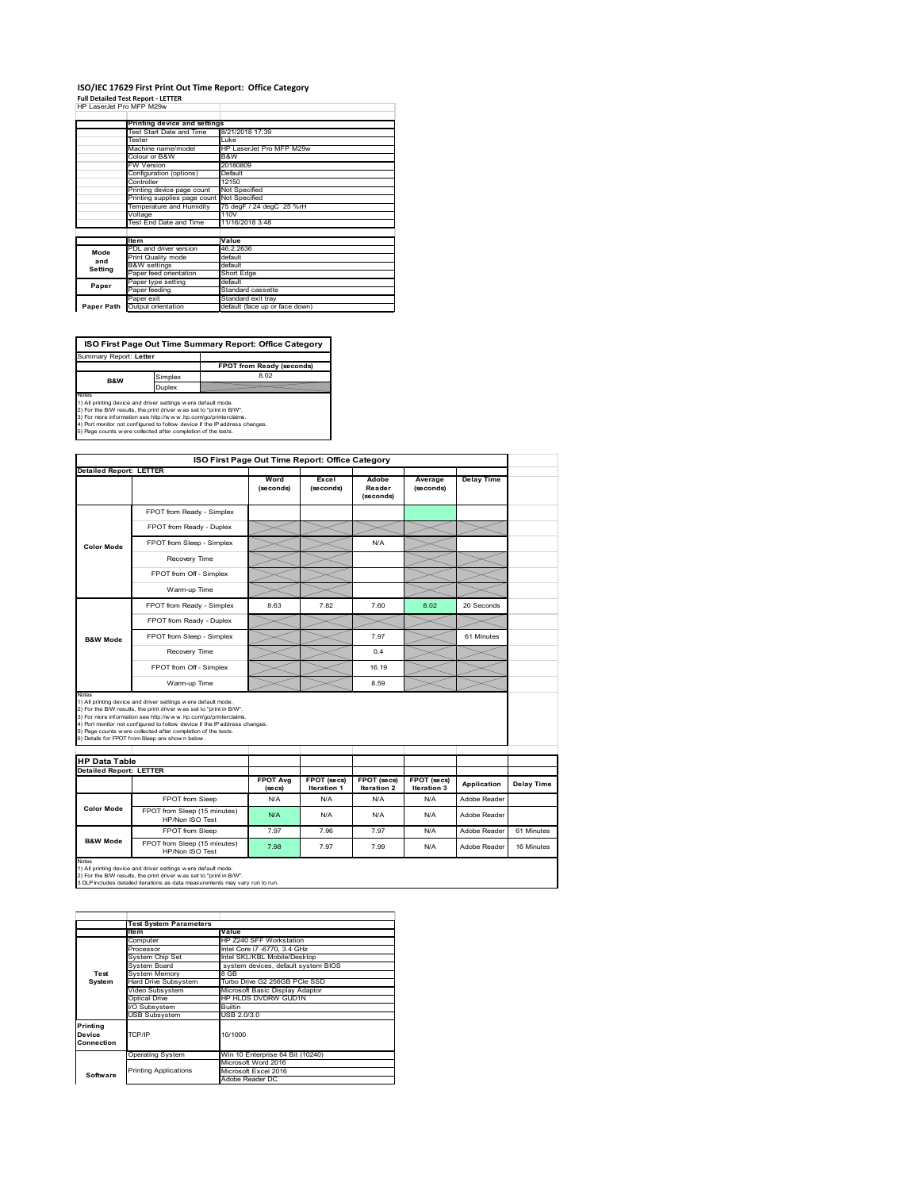# ISO/IEC 17629 First Print Out Time Report: Office Category

**Full Detailed Test Report - LETTER**

HP LaserJet Pro MFP M29w

| | Printing device and settings | |
|---|---|---|
| | Test Start Date and Time | 8/21/2018 17:39 |
| | Tester | Luke |
| | Machine name/model | HP LaserJet Pro MFP M29w |
| | Colour or B&W | B&W |
| | FW Version | 20180809 |
| | Configuration (options) | Default |
| | Controller | 12150 |
| | Printing device page count | Not Specified |
| | Printing supplies page count | Not Specified |
| | Temperature and Humidity | 75 degF / 24 degC 25 %rH |
| | Voltage | 110V |
| | Test End Date and Time | 11/16/2018 3:48 |

| | Item | Value |
|---|---|---|
| Mode and Setting | PDL and driver version | 46.2.2636 |
| | Print Quality mode | default |
| | B&W settings | default |
| | Paper feed orientation | Short Edge |
| Paper | Paper type setting | default |
| | Paper feeding | Standard cassette |
| | Paper exit | Standard exit tray |
| Paper Path | Output orientation | default (face up or face down) |

| ISO First Page Out Time Summary Report: Office Category | | |
|---|---|---|
| Summary Report: **Letter** | | |
| | | FPOT from Ready (seconds) |
| B&W | Simplex | 8.02 |
| | Duplex | |

Notes
1) All printing device and driver settings were default mode.
2) For the B/W results, the print driver was set to "print in B/W".
3) For more information see http://www.hp.com/go/printerclaims.
4) Port monitor not configured to follow device if the IP address changes.
5) Page counts were collected after completion of the tests.

**ISO First Page Out Time Report: Office Category**

**Detailed Report: LETTER**

| | | Word (seconds) | Excel (seconds) | Adobe Reader (seconds) | Average (seconds) | Delay Time |
|---|---|---|---|---|---|---|
| Color Mode | FPOT from Ready - Simplex | | | | | |
| | FPOT from Ready - Duplex | | | | | |
| | FPOT from Sleep - Simplex | | | N/A | | |
| | Recovery Time | | | | | |
| | FPOT from Off - Simplex | | | | | |
| | Warm-up Time | | | | | |
| B&W Mode | FPOT from Ready - Simplex | 8.63 | 7.82 | 7.60 | 8.02 | 20 Seconds |
| | FPOT from Ready - Duplex | | | | | |
| | FPOT from Sleep - Simplex | | | 7.97 | | 61 Minutes |
| | Recovery Time | | | 0.4 | | |
| | FPOT from Off - Simplex | | | 16.19 | | |
| | Warm-up Time | | | 8.59 | | |

Notes
1) All printing device and driver settings were default mode.
2) For the B/W results, the print driver was set to "print in B/W".
3) For more information see http://www.hp.com/go/printerclaims.
4) Port monitor not configured to follow device if the IP address changes.
5) Page counts were collected after completion of the tests.
6) Details for FPOT from Sleep are shown below.

**HP Data Table**

**Detailed Report: LETTER**

| | | FPOT Avg (secs) | FPOT (secs) Iteration 1 | FPOT (secs) Iteration 2 | FPOT (secs) Iteration 3 | Application | Delay Time |
|---|---|---|---|---|---|---|---|
| Color Mode | FPOT from Sleep | N/A | N/A | N/A | N/A | Adobe Reader | |
| | FPOT from Sleep (15 minutes) HP/Non ISO Test | N/A | N/A | N/A | N/A | Adobe Reader | |
| B&W Mode | FPOT from Sleep | 7.97 | 7.96 | 7.97 | N/A | Adobe Reader | 61 Minutes |
| | FPOT from Sleep (15 minutes) HP/Non ISO Test | 7.98 | 7.97 | 7.99 | N/A | Adobe Reader | 16 Minutes |

Notes
1) All printing device and driver settings were default mode.
2) For the B/W results, the print driver was set to "print in B/W".
3 DLP includes detailed iterations as data measurements may vary run to run.

| | Test System Parameters | |
|---|---|---|
| | Item | Value |
| Test System | Computer | HP Z240 SFF Workstation |
| | Processor | Intel Core i7 -6770, 3.4 GHz |
| | System Chip Set | Intel SKL/KBL Mobile/Desktop |
| | System Board | system devices, default system BIOS |
| | System Memory | 8 GB |
| | Hard Drive Subsystem | Turbo Drive G2 256GB PCIe SSD |
| | Video Subsystem | Microsoft Basic Display Adaptor |
| | Optical Drive | HP HLDS DVDRW GUD1N |
| | I/O Subsystem | Builtin |
| | USB Subsystem | USB 2.0/3.0 |
| Printing Device Connection | TCP/IP | 10/1000 |
| Software | Operating System | Win 10 Enterprise 64 Bit (10240) |
| | Printing Applications | Microsoft Word 2016 |
| | | Microsoft Excel 2016 |
| | | Adobe Reader DC |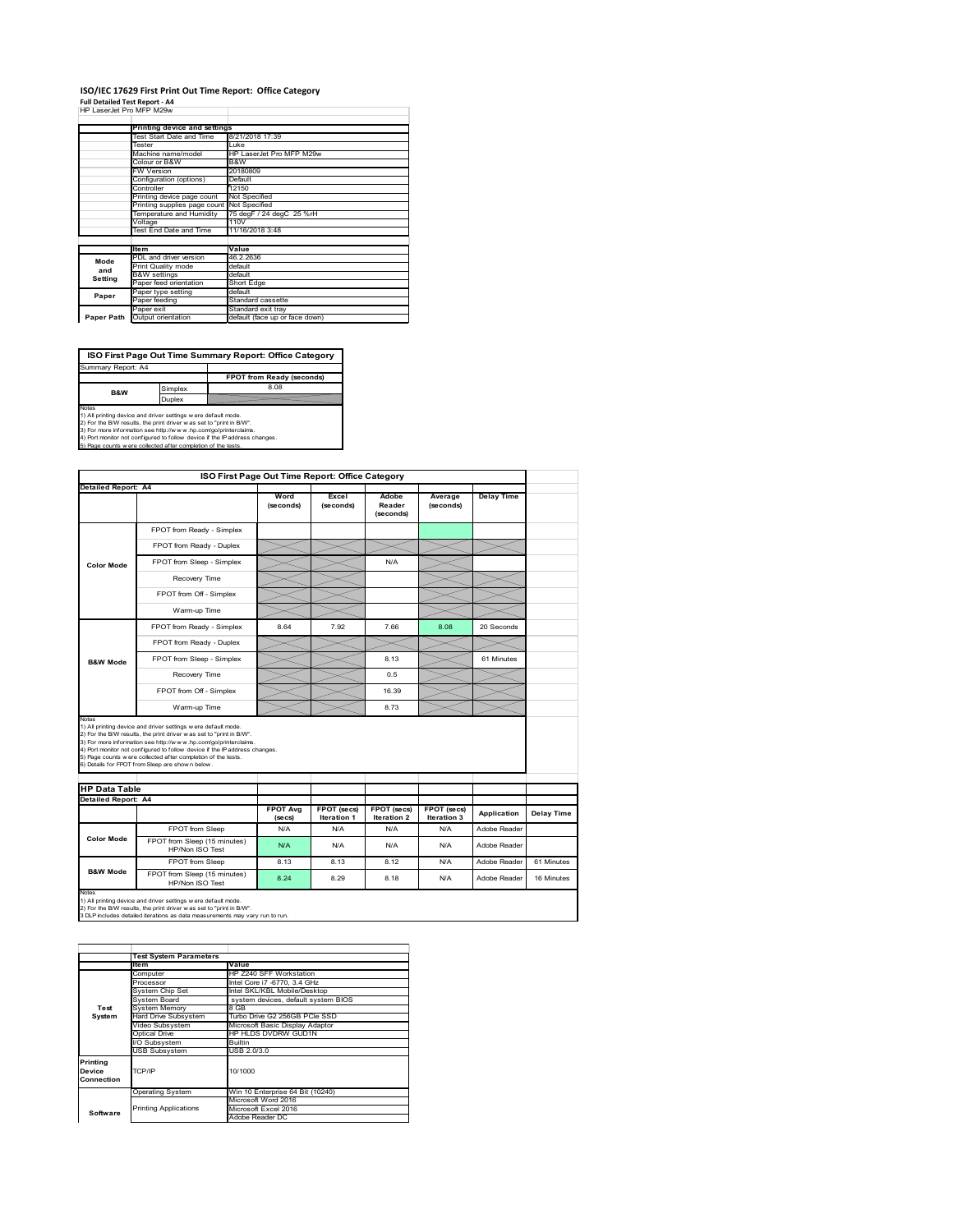# ISO/IEC 17629 First Print Out Time Report: Office Category

**Full Detailed Test Report - A4**

HP LaserJet Pro MFP M29w

| | Printing device and settings | |
|---|---|---|
| | Test Start Date and Time | 8/21/2018 17:39 |
| | Tester | Luke |
| | Machine name/model | HP LaserJet Pro MFP M29w |
| | Colour or B&W | B&W |
| | FW Version | 20180809 |
| | Configuration (options) | Default |
| | Controller | 12150 |
| | Printing device page count | Not Specified |
| | Printing supplies page count | Not Specified |
| | Temperature and Humidity | 75 degF / 24 degC 25 %rH |
| | Voltage | 110V |
| | Test End Date and Time | 11/16/2018 3:48 |

| | Item | Value |
|---|---|---|
| Mode and Setting | PDL and driver version | 46.2.2636 |
| | Print Quality mode | default |
| | B&W settings | default |
| | Paper feed orientation | Short Edge |
| Paper | Paper type setting | default |
| | Paper feeding | Standard cassette |
| | Paper exit | Standard exit tray |
| Paper Path | Output orientation | default (face up or face down) |

| ISO First Page Out Time Summary Report: Office Category | | |
|---|---|---|
| Summary Report: A4 | | |
| | | FPOT from Ready (seconds) |
| B&W | Simplex | 8.08 |
| | Duplex | |

Notes
1) All printing device and driver settings were default mode.
2) For the B/W results, the print driver was set to "print in B/W".
3) For more information see http://www.hp.com/go/printerclaims.
4) Port monitor not configured to follow device if the IP address changes.
5) Page counts were collected after completion of the tests.

| ISO First Page Out Time Report: Office Category | | | | | | |
|---|---|---|---|---|---|---|
| Detailed Report: A4 | | | | | | |
| | | Word (seconds) | Excel (seconds) | Adobe Reader (seconds) | Average (seconds) | Delay Time |
| Color Mode | FPOT from Ready - Simplex | | | | | |
| | FPOT from Ready - Duplex | | | | | |
| | FPOT from Sleep - Simplex | | | N/A | | |
| | Recovery Time | | | | | |
| | FPOT from Off - Simplex | | | | | |
| | Warm-up Time | | | | | |
| B&W Mode | FPOT from Ready - Simplex | 8.64 | 7.92 | 7.66 | 8.08 | 20 Seconds |
| | FPOT from Ready - Duplex | | | | | |
| | FPOT from Sleep - Simplex | | | 8.13 | | 61 Minutes |
| | Recovery Time | | | 0.5 | | |
| | FPOT from Off - Simplex | | | 16.39 | | |
| | Warm-up Time | | | 8.73 | | |

Notes
1) All printing device and driver settings were default mode.
2) For the B/W results, the print driver was set to "print in B/W".
3) For more information see http://www.hp.com/go/printerclaims.
4) Port monitor not configured to follow device if the IP address changes.
5) Page counts were collected after completion of the tests.
6) Details for FPOT from Sleep are shown below.

| HP Data Table | | | | | | | |
|---|---|---|---|---|---|---|---|
| Detailed Report: A4 | | | | | | | |
| | | FPOT Avg (secs) | FPOT (secs) Iteration 1 | FPOT (secs) Iteration 2 | FPOT (secs) Iteration 3 | Application | Delay Time |
| Color Mode | FPOT from Sleep | N/A | N/A | N/A | N/A | Adobe Reader | |
| | FPOT from Sleep (15 minutes) HP/Non ISO Test | N/A | N/A | N/A | N/A | Adobe Reader | |
| B&W Mode | FPOT from Sleep | 8.13 | 8.13 | 8.12 | N/A | Adobe Reader | 61 Minutes |
| | FPOT from Sleep (15 minutes) HP/Non ISO Test | 8.24 | 8.29 | 8.18 | N/A | Adobe Reader | 16 Minutes |

Notes
1) All printing device and driver settings were default mode.
2) For the B/W results, the print driver was set to "print in B/W".
3 DLP includes detailed iterations as data measurements may vary run to run.

| | Test System Parameters | |
|---|---|---|
| | Item | Value |
| Test System | Computer | HP Z240 SFF Workstation |
| | Processor | Intel Core i7 -6770, 3.4 GHz |
| | System Chip Set | Intel SKL/KBL Mobile/Desktop |
| | System Board | system devices, default system BIOS |
| | System Memory | 8 GB |
| | Hard Drive Subsystem | Turbo Drive G2 256GB PCIe SSD |
| | Video Subsystem | Microsoft Basic Display Adaptor |
| | Optical Drive | HP HLDS DVDRW GUD1N |
| | I/O Subsystem | Builtin |
| | USB Subsystem | USB 2.0/3.0 |
| Printing Device Connection | TCP/IP | 10/1000 |
| Software | Operating System | Win 10 Enterprise 64 Bit (10240) |
| | Printing Applications | Microsoft Word 2016 |
| | | Microsoft Excel 2016 |
| | | Adobe Reader DC |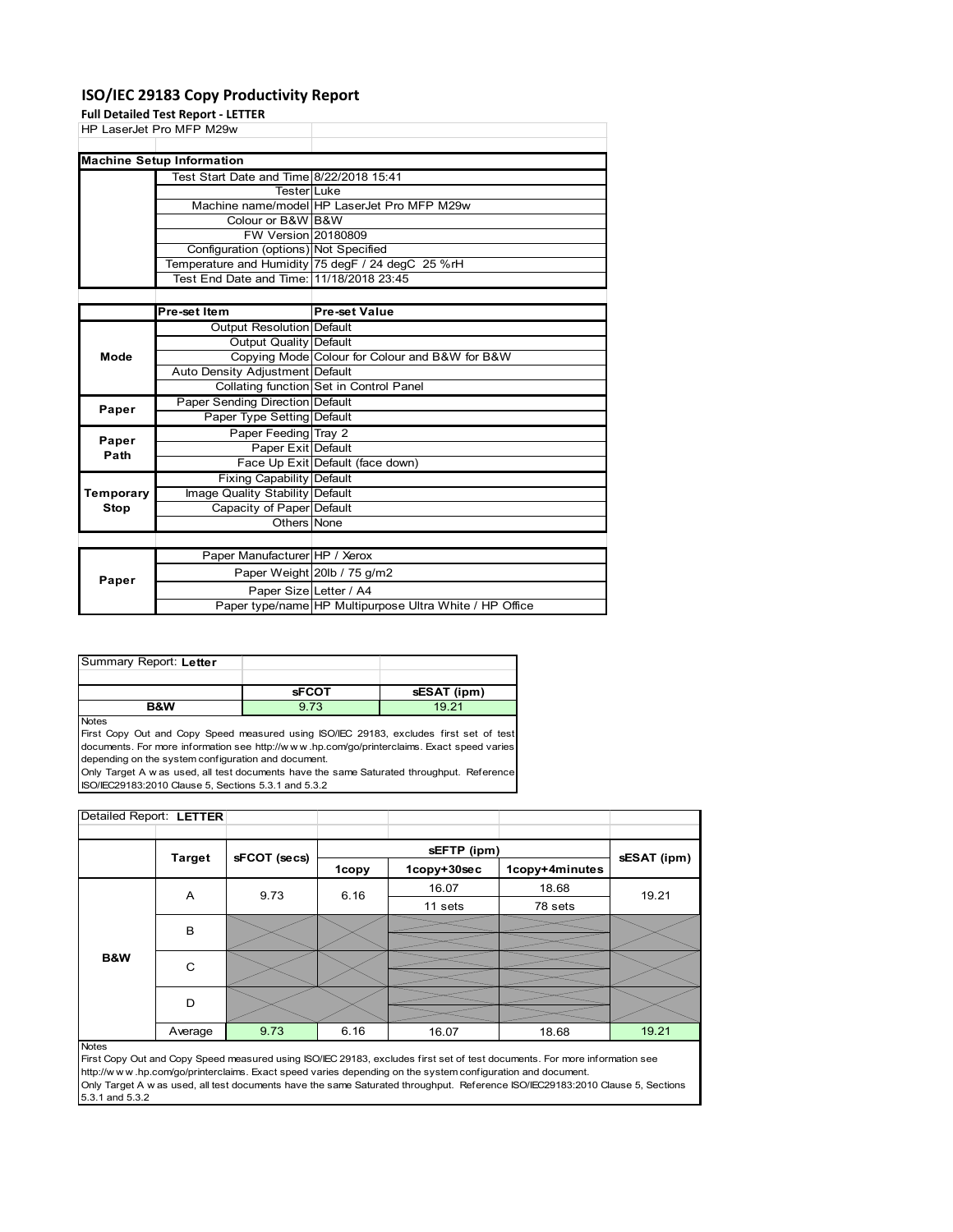# ISO/IEC 29183 Copy Productivity Report

**Full Detailed Test Report - LETTER**

HP LaserJet Pro MFP M29w

| Machine Setup Information | | |
|---|---|---|
| | Test Start Date and Time | 8/22/2018 15:41 |
| | Tester | Luke |
| | Machine name/model | HP LaserJet Pro MFP M29w |
| | Colour or B&W | B&W |
| | FW Version | 20180809 |
| | Configuration (options) | Not Specified |
| | Temperature and Humidity | 75 degF / 24 degC 25 %rH |
| | Test End Date and Time: | 11/18/2018 23:45 |

| | Pre-set Item | Pre-set Value |
|---|---|---|
| Mode | Output Resolution | Default |
| | Output Quality | Default |
| | Copying Mode | Colour for Colour and B&W for B&W |
| | Auto Density Adjustment | Default |
| | Collating function | Set in Control Panel |
| Paper | Paper Sending Direction | Default |
| | Paper Type Setting | Default |
| Paper Path | Paper Feeding | Tray 2 |
| | Paper Exit | Default |
| | Face Up Exit | Default (face down) |
| Temporary Stop | Fixing Capability | Default |
| | Image Quality Stability | Default |
| | Capacity of Paper | Default |
| | Others | None |

| | | |
|---|---|---|
| Paper | Paper Manufacturer | HP / Xerox |
| | Paper Weight | 20lb / 75 g/m2 |
| | Paper Size | Letter / A4 |
| | Paper type/name | HP Multipurpose Ultra White / HP Office |

Summary Report: **Letter**

| | sFCOT | sESAT (ipm) |
|---|---|---|
| **B&W** | 9.73 | 19.21 |

Notes

First Copy Out and Copy Speed measured using ISO/IEC 29183, excludes first set of test documents. For more information see http://w w w .hp.com/go/printerclaims. Exact speed varies depending on the system configuration and document.

Only Target A w as used, all test documents have the same Saturated throughput. Reference ISO/IEC29183:2010 Clause 5, Sections 5.3.1 and 5.3.2

Detailed Report: **LETTER**

| | Target | sFCOT (secs) | sEFTP (ipm) | | | sESAT (ipm) |
|---|---|---|---|---|---|---|
| | | | 1copy | 1copy+30sec | 1copy+4minutes | |
| **B&W** | A | 9.73 | 6.16 | 16.07 | 18.68 | 19.21 |
| | | | | 11 sets | 78 sets | |
| | B | | | | | |
| | C | | | | | |
| | D | | | | | |
| | Average | 9.73 | 6.16 | 16.07 | 18.68 | 19.21 |

Notes

First Copy Out and Copy Speed measured using ISO/IEC 29183, excludes first set of test documents. For more information see http://w w w .hp.com/go/printerclaims. Exact speed varies depending on the system configuration and document.

Only Target A w as used, all test documents have the same Saturated throughput. Reference ISO/IEC29183:2010 Clause 5, Sections 5.3.1 and 5.3.2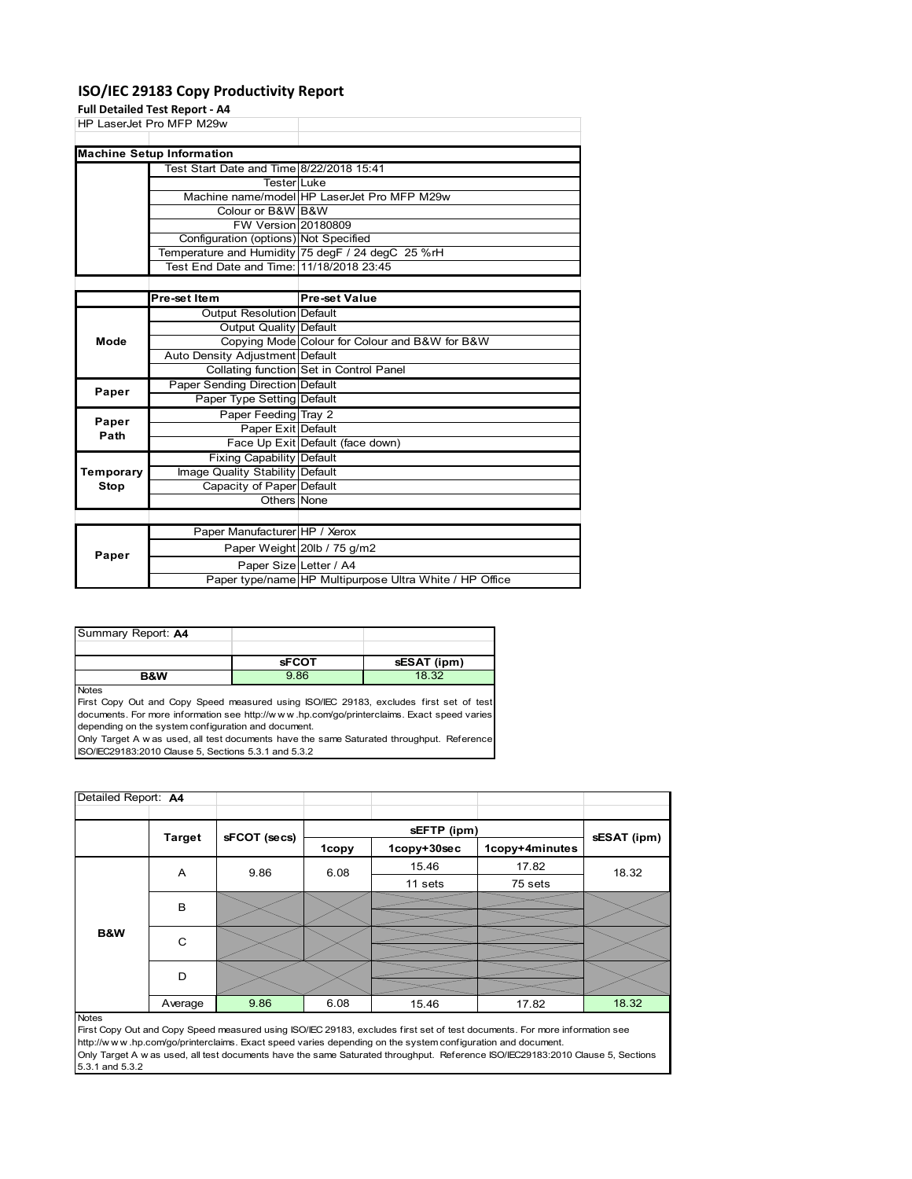# ISO/IEC 29183 Copy Productivity Report

**Full Detailed Test Report - A4**

HP LaserJet Pro MFP M29w

| Machine Setup Information | | |
|---|---|---|
| | Test Start Date and Time | 8/22/2018 15:41 |
| | Tester | Luke |
| | Machine name/model | HP LaserJet Pro MFP M29w |
| | Colour or B&W | B&W |
| | FW Version | 20180809 |
| | Configuration (options) | Not Specified |
| | Temperature and Humidity | 75 degF / 24 degC 25 %rH |
| | Test End Date and Time: | 11/18/2018 23:45 |

| | Pre-set Item | Pre-set Value |
|---|---|---|
| Mode | Output Resolution | Default |
| | Output Quality | Default |
| | Copying Mode | Colour for Colour and B&W for B&W |
| | Auto Density Adjustment | Default |
| | Collating function | Set in Control Panel |
| Paper | Paper Sending Direction | Default |
| | Paper Type Setting | Default |
| Paper Path | Paper Feeding | Tray 2 |
| | Paper Exit | Default |
| | Face Up Exit | Default (face down) |
| Temporary Stop | Fixing Capability | Default |
| | Image Quality Stability | Default |
| | Capacity of Paper | Default |
| | Others | None |

| | | |
|---|---|---|
| Paper | Paper Manufacturer | HP / Xerox |
| | Paper Weight | 20lb / 75 g/m2 |
| | Paper Size | Letter / A4 |
| | Paper type/name | HP Multipurpose Ultra White / HP Office |

Summary Report: **A4**

| | sFCOT | sESAT (ipm) |
|---|---|---|
| B&W | 9.86 | 18.32 |

Notes
First Copy Out and Copy Speed measured using ISO/IEC 29183, excludes first set of test documents. For more information see http://w w w .hp.com/go/printerclaims. Exact speed varies depending on the system configuration and document.
Only Target A w as used, all test documents have the same Saturated throughput. Reference ISO/IEC29183:2010 Clause 5, Sections 5.3.1 and 5.3.2

Detailed Report: **A4**

| | Target | sFCOT (secs) | sEFTP (ipm) | | | sESAT (ipm) |
|---|---|---|---|---|---|---|
| | | | 1copy | 1copy+30sec | 1copy+4minutes | |
| B&W | A | 9.86 | 6.08 | 15.46 | 17.82 | 18.32 |
| | | | | 11 sets | 75 sets | |
| | B | | | | | |
| | C | | | | | |
| | D | | | | | |
| | Average | 9.86 | 6.08 | 15.46 | 17.82 | 18.32 |

Notes
First Copy Out and Copy Speed measured using ISO/IEC 29183, excludes first set of test documents. For more information see http://w w w .hp.com/go/printerclaims. Exact speed varies depending on the system configuration and document.
Only Target A w as used, all test documents have the same Saturated throughput. Reference ISO/IEC29183:2010 Clause 5, Sections 5.3.1 and 5.3.2